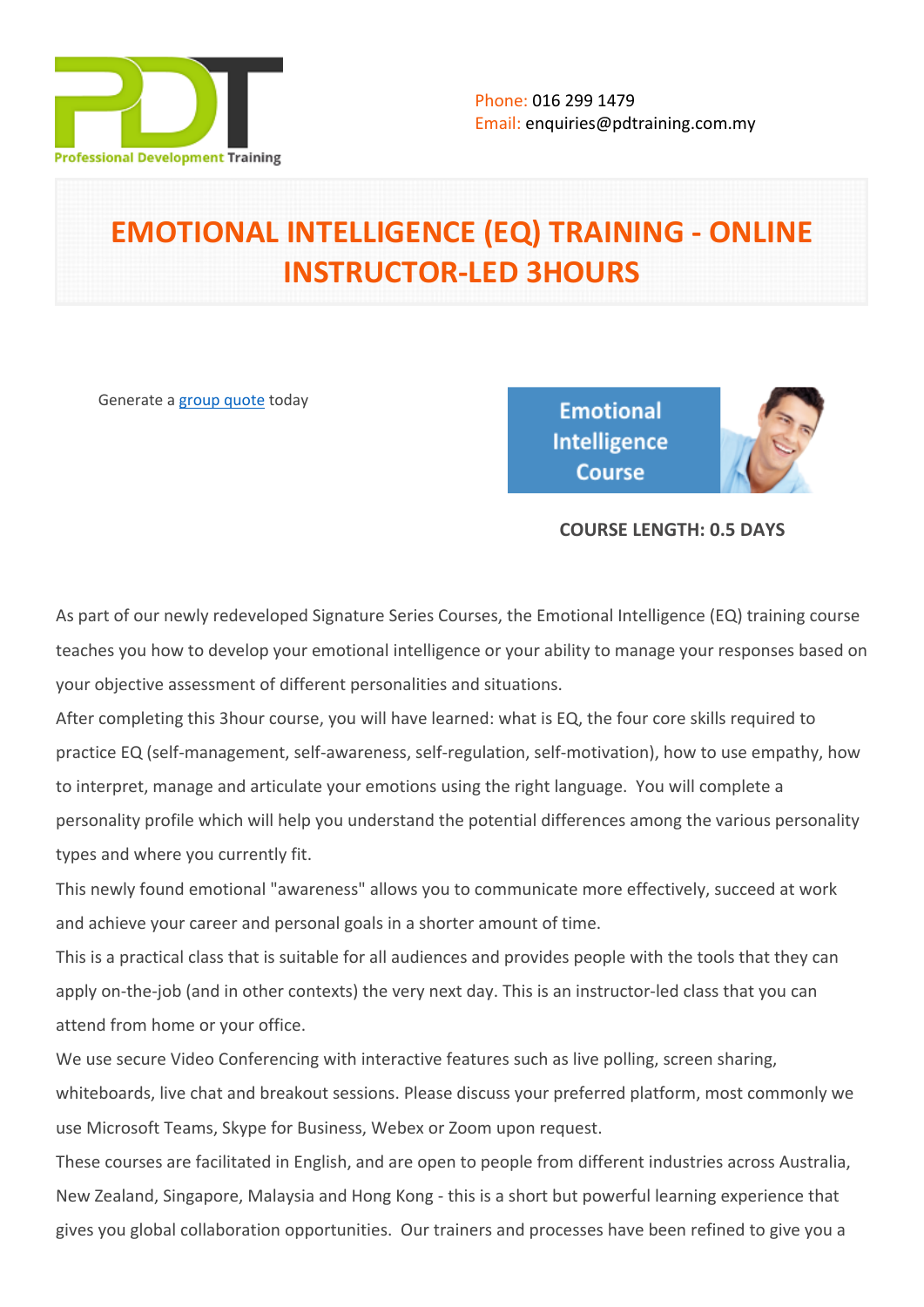Phone: 016 299 1479
Email: enquiries@pdtraining.com.my

# EMOTIONAL INTELLIGENCE (EQ) TRAINING - ONLINE INSTRUCTOR-LED 3HOURS

Generate a group quote today

**COURSE LENGTH: 0.5 DAYS**

As part of our newly redeveloped Signature Series Courses, the Emotional Intelligence (EQ) training course teaches you how to develop your emotional intelligence or your ability to manage your responses based on your objective assessment of different personalities and situations.

After completing this 3hour course, you will have learned: what is EQ, the four core skills required to practice EQ (self-management, self-awareness, self-regulation, self-motivation), how to use empathy, how to interpret, manage and articulate your emotions using the right language. You will complete a personality profile which will help you understand the potential differences among the various personality types and where you currently fit.

This newly found emotional "awareness" allows you to communicate more effectively, succeed at work and achieve your career and personal goals in a shorter amount of time.

This is a practical class that is suitable for all audiences and provides people with the tools that they can apply on-the-job (and in other contexts) the very next day. This is an instructor-led class that you can attend from home or your office.

We use secure Video Conferencing with interactive features such as live polling, screen sharing, whiteboards, live chat and breakout sessions. Please discuss your preferred platform, most commonly we use Microsoft Teams, Skype for Business, Webex or Zoom upon request.

These courses are facilitated in English, and are open to people from different industries across Australia, New Zealand, Singapore, Malaysia and Hong Kong - this is a short but powerful learning experience that gives you global collaboration opportunities. Our trainers and processes have been refined to give you a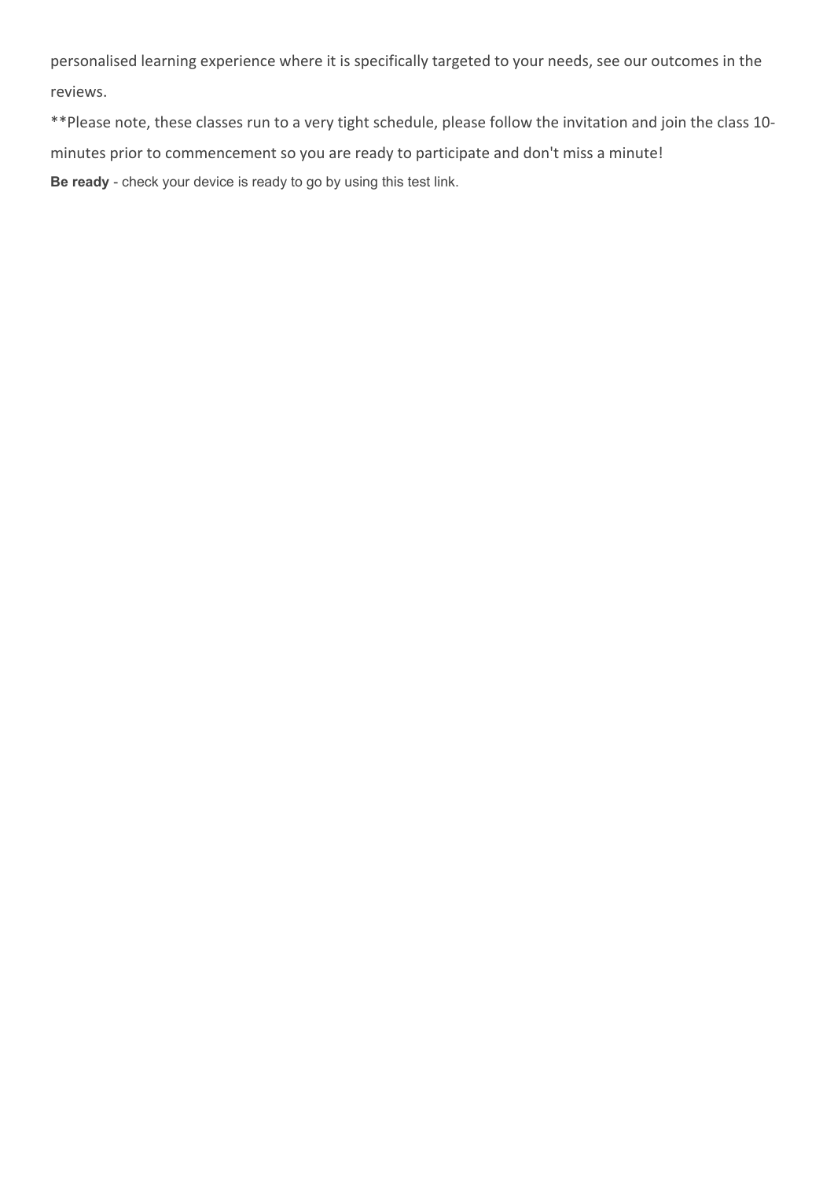personalised learning experience where it is specifically targeted to your needs, see our outcomes in the reviews.

**Please note, these classes run to a very tight schedule, please follow the invitation and join the class 10-minutes prior to commencement so you are ready to participate and don't miss a minute!

**Be ready** - check your device is ready to go by using this test link.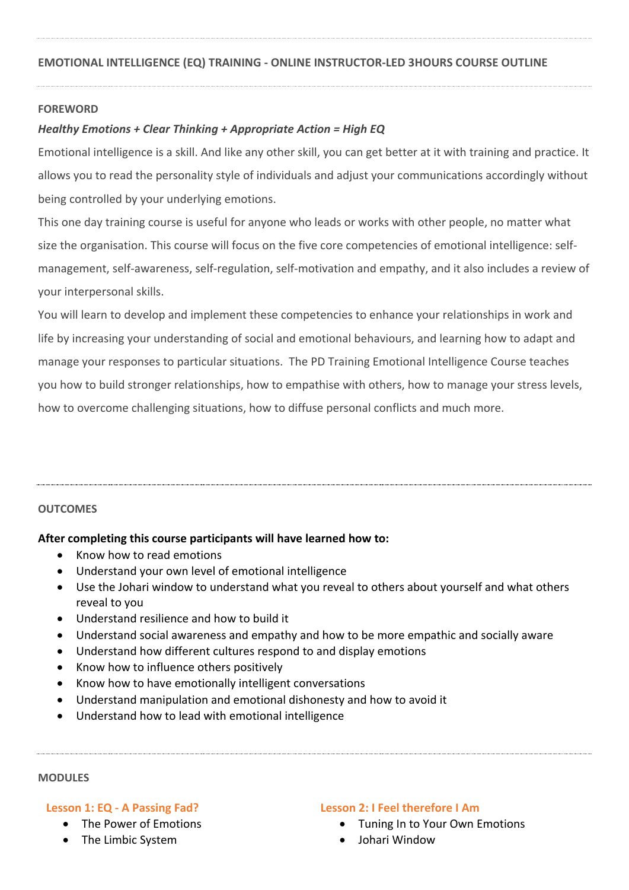## EMOTIONAL INTELLIGENCE (EQ) TRAINING - ONLINE INSTRUCTOR-LED 3HOURS COURSE OUTLINE

### FOREWORD

***Healthy Emotions + Clear Thinking + Appropriate Action = High EQ***

Emotional intelligence is a skill. And like any other skill, you can get better at it with training and practice. It allows you to read the personality style of individuals and adjust your communications accordingly without being controlled by your underlying emotions.

This one day training course is useful for anyone who leads or works with other people, no matter what size the organisation. This course will focus on the five core competencies of emotional intelligence: self-management, self-awareness, self-regulation, self-motivation and empathy, and it also includes a review of your interpersonal skills.

You will learn to develop and implement these competencies to enhance your relationships in work and life by increasing your understanding of social and emotional behaviours, and learning how to adapt and manage your responses to particular situations. The PD Training Emotional Intelligence Course teaches you how to build stronger relationships, how to empathise with others, how to manage your stress levels, how to overcome challenging situations, how to diffuse personal conflicts and much more.

### OUTCOMES

**After completing this course participants will have learned how to:**

- Know how to read emotions
- Understand your own level of emotional intelligence
- Use the Johari window to understand what you reveal to others about yourself and what others reveal to you
- Understand resilience and how to build it
- Understand social awareness and empathy and how to be more empathic and socially aware
- Understand how different cultures respond to and display emotions
- Know how to influence others positively
- Know how to have emotionally intelligent conversations
- Understand manipulation and emotional dishonesty and how to avoid it
- Understand how to lead with emotional intelligence

### MODULES

#### Lesson 1: EQ - A Passing Fad?

- The Power of Emotions
- The Limbic System

#### Lesson 2: I Feel therefore I Am

- Tuning In to Your Own Emotions
- Johari Window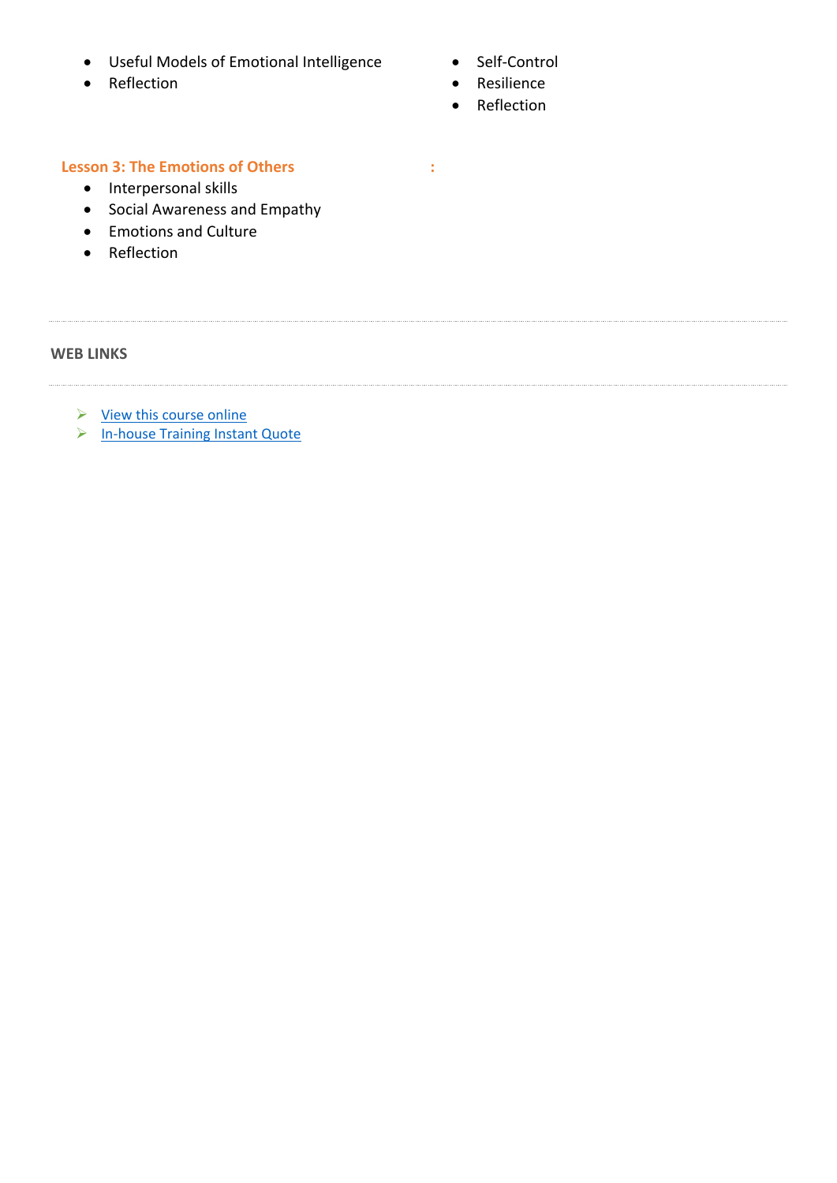- Useful Models of Emotional Intelligence
- Reflection

- Self-Control
- Resilience
- Reflection

**Lesson 3: The Emotions of Others**

- Interpersonal skills
- Social Awareness and Empathy
- Emotions and Culture
- Reflection

## WEB LINKS

- View this course online
- In-house Training Instant Quote